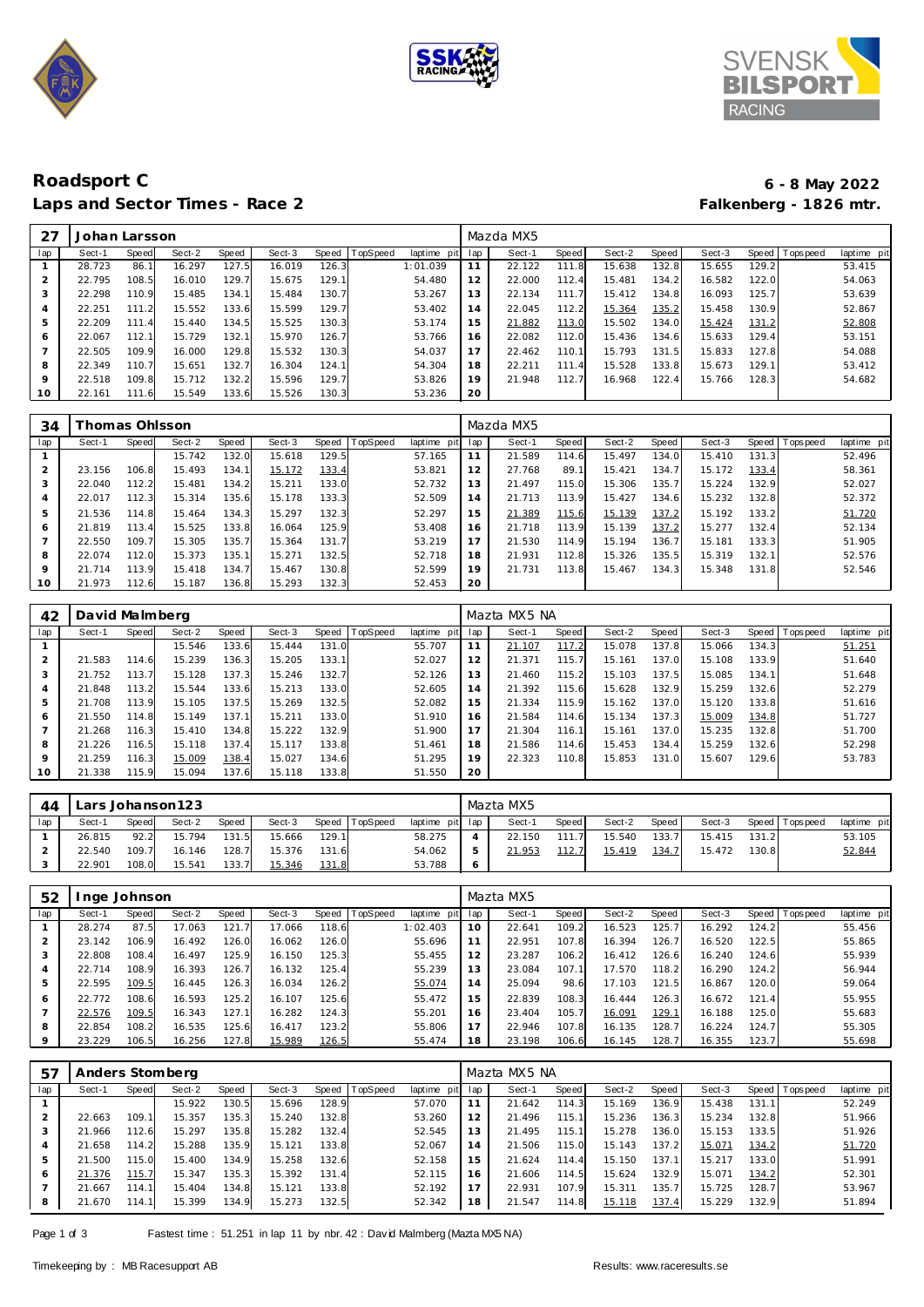# Roadsport C

**6 - 8 May 2022**

## Laps and Sector Times - Race 2

**Falkenberg - 1826 mtr.**

| 27 | Johan Larsson | | | | | | | | Mazda MX5 | | | | | | | | |
|---|---|---|---|---|---|---|---|---|---|---|---|---|---|---|---|---|---|
| lap | Sect-1 | Speed | Sect-2 | Speed | Sect-3 | Speed | TopSpeed | laptime pit | lap | Sect-1 | Speed | Sect-2 | Speed | Sect-3 | Speed | Topspeed | laptime pit |
| 1 | 28.723 | 86.1 | 16.297 | 127.5 | 16.019 | 126.3 | | 1:01.039 | 11 | 22.122 | 111.8 | 15.638 | 132.8 | 15.655 | 129.2 | | 53.415 |
| 2 | 22.795 | 108.5 | 16.010 | 129.7 | 15.675 | 129.1 | | 54.480 | 12 | 22.000 | 112.4 | 15.481 | 134.2 | 16.582 | 122.0 | | 54.063 |
| 3 | 22.298 | 110.9 | 15.485 | 134.1 | 15.484 | 130.7 | | 53.267 | 13 | 22.134 | 111.7 | 15.412 | 134.8 | 16.093 | 125.7 | | 53.639 |
| 4 | 22.251 | 111.2 | 15.552 | 133.6 | 15.599 | 129.7 | | 53.402 | 14 | 22.045 | 112.2 | 15.364 | 135.2 | 15.458 | 130.9 | | 52.867 |
| 5 | 22.209 | 111.4 | 15.440 | 134.5 | 15.525 | 130.3 | | 53.174 | 15 | 21.882 | 113.0 | 15.502 | 134.0 | 15.424 | 131.2 | | 52.808 |
| 6 | 22.067 | 112.1 | 15.729 | 132.1 | 15.970 | 126.7 | | 53.766 | 16 | 22.082 | 112.0 | 15.436 | 134.6 | 15.633 | 129.4 | | 53.151 |
| 7 | 22.505 | 109.9 | 16.000 | 129.8 | 15.532 | 130.3 | | 54.037 | 17 | 22.462 | 110.1 | 15.793 | 131.5 | 15.833 | 127.8 | | 54.088 |
| 8 | 22.349 | 110.7 | 15.651 | 132.7 | 16.304 | 124.1 | | 54.304 | 18 | 22.211 | 111.4 | 15.528 | 133.8 | 15.673 | 129.1 | | 53.412 |
| 9 | 22.518 | 109.8 | 15.712 | 132.2 | 15.596 | 129.7 | | 53.826 | 19 | 21.948 | 112.7 | 16.968 | 122.4 | 15.766 | 128.3 | | 54.682 |
| 10 | 22.161 | 111.6 | 15.549 | 133.6 | 15.526 | 130.3 | | 53.236 | 20 | | | | | | | | |

| 34 | Thomas Ohlsson | | | | | | | | Mazda MX5 | | | | | | | | |
|---|---|---|---|---|---|---|---|---|---|---|---|---|---|---|---|---|---|
| lap | Sect-1 | Speed | Sect-2 | Speed | Sect-3 | Speed | TopSpeed | laptime pit | lap | Sect-1 | Speed | Sect-2 | Speed | Sect-3 | Speed | Topspeed | laptime pit |
| 1 | | | 15.742 | 132.0 | 15.618 | 129.5 | | 57.165 | 11 | 21.589 | 114.6 | 15.497 | 134.0 | 15.410 | 131.3 | | 52.496 |
| 2 | 23.156 | 106.8 | 15.493 | 134.1 | 15.172 | 133.4 | | 53.821 | 12 | 27.768 | 89.1 | 15.421 | 134.7 | 15.172 | 133.4 | | 58.361 |
| 3 | 22.040 | 112.2 | 15.481 | 134.2 | 15.211 | 133.0 | | 52.732 | 13 | 21.497 | 115.0 | 15.306 | 135.7 | 15.224 | 132.9 | | 52.027 |
| 4 | 22.017 | 112.3 | 15.314 | 135.6 | 15.178 | 133.3 | | 52.509 | 14 | 21.713 | 113.9 | 15.427 | 134.6 | 15.232 | 132.8 | | 52.372 |
| 5 | 21.536 | 114.8 | 15.464 | 134.3 | 15.297 | 132.3 | | 52.297 | 15 | 21.389 | 115.6 | 15.139 | 137.2 | 15.192 | 133.2 | | 51.720 |
| 6 | 21.819 | 113.4 | 15.525 | 133.8 | 16.064 | 125.9 | | 53.408 | 16 | 21.718 | 113.9 | 15.139 | 137.2 | 15.277 | 132.4 | | 52.134 |
| 7 | 22.550 | 109.7 | 15.305 | 135.7 | 15.364 | 131.7 | | 53.219 | 17 | 21.530 | 114.9 | 15.194 | 136.7 | 15.181 | 133.3 | | 51.905 |
| 8 | 22.074 | 112.0 | 15.373 | 135.1 | 15.271 | 132.5 | | 52.718 | 18 | 21.931 | 112.8 | 15.326 | 135.5 | 15.319 | 132.1 | | 52.576 |
| 9 | 21.714 | 113.9 | 15.418 | 134.7 | 15.467 | 130.8 | | 52.599 | 19 | 21.731 | 113.8 | 15.467 | 134.3 | 15.348 | 131.8 | | 52.546 |
| 10 | 21.973 | 112.6 | 15.187 | 136.8 | 15.293 | 132.3 | | 52.453 | 20 | | | | | | | | |

| 42 | David Malmberg | | | | | | | | Mazta MX5 NA | | | | | | | | |
|---|---|---|---|---|---|---|---|---|---|---|---|---|---|---|---|---|---|
| lap | Sect-1 | Speed | Sect-2 | Speed | Sect-3 | Speed | TopSpeed | laptime pit | lap | Sect-1 | Speed | Sect-2 | Speed | Sect-3 | Speed | Topspeed | laptime pit |
| 1 | | | 15.546 | 133.6 | 15.444 | 131.0 | | 55.707 | 11 | 21.107 | 117.2 | 15.078 | 137.8 | 15.066 | 134.3 | | 51.251 |
| 2 | 21.583 | 114.6 | 15.239 | 136.3 | 15.205 | 133.1 | | 52.027 | 12 | 21.371 | 115.7 | 15.161 | 137.0 | 15.108 | 133.9 | | 51.640 |
| 3 | 21.752 | 113.7 | 15.128 | 137.3 | 15.246 | 132.7 | | 52.126 | 13 | 21.460 | 115.2 | 15.103 | 137.5 | 15.085 | 134.1 | | 51.648 |
| 4 | 21.848 | 113.2 | 15.544 | 133.6 | 15.213 | 133.0 | | 52.605 | 14 | 21.392 | 115.6 | 15.628 | 132.9 | 15.259 | 132.6 | | 52.279 |
| 5 | 21.708 | 113.9 | 15.105 | 137.5 | 15.269 | 132.5 | | 52.082 | 15 | 21.334 | 115.9 | 15.162 | 137.0 | 15.120 | 133.8 | | 51.616 |
| 6 | 21.550 | 114.8 | 15.149 | 137.1 | 15.211 | 133.0 | | 51.910 | 16 | 21.584 | 114.6 | 15.134 | 137.3 | 15.009 | 134.8 | | 51.727 |
| 7 | 21.268 | 116.3 | 15.410 | 134.8 | 15.222 | 132.9 | | 51.900 | 17 | 21.304 | 116.1 | 15.161 | 137.0 | 15.235 | 132.8 | | 51.700 |
| 8 | 21.226 | 116.5 | 15.118 | 137.4 | 15.117 | 133.8 | | 51.461 | 18 | 21.586 | 114.6 | 15.453 | 134.4 | 15.259 | 132.6 | | 52.298 |
| 9 | 21.259 | 116.3 | 15.009 | 138.4 | 15.027 | 134.6 | | 51.295 | 19 | 22.323 | 110.8 | 15.853 | 131.0 | 15.607 | 129.6 | | 53.783 |
| 10 | 21.338 | 115.9 | 15.094 | 137.6 | 15.118 | 133.8 | | 51.550 | 20 | | | | | | | | |

| 44 | Lars Johanson123 | | | | | | | | Mazta MX5 | | | | | | | | |
|---|---|---|---|---|---|---|---|---|---|---|---|---|---|---|---|---|---|
| lap | Sect-1 | Speed | Sect-2 | Speed | Sect-3 | Speed | TopSpeed | laptime pit | lap | Sect-1 | Speed | Sect-2 | Speed | Sect-3 | Speed | Topspeed | laptime pit |
| 1 | 26.815 | 92.2 | 15.794 | 131.5 | 15.666 | 129.1 | | 58.275 | 4 | 22.150 | 111.7 | 15.540 | 133.7 | 15.415 | 131.2 | | 53.105 |
| 2 | 22.540 | 109.7 | 16.146 | 128.7 | 15.376 | 131.6 | | 54.062 | 5 | 21.953 | 112.7 | 15.419 | 134.7 | 15.472 | 130.8 | | 52.844 |
| 3 | 22.901 | 108.0 | 15.541 | 133.7 | 15.346 | 131.8 | | 53.788 | 6 | | | | | | | | |

| 52 | Inge Johnson | | | | | | | | Mazta MX5 | | | | | | | | |
|---|---|---|---|---|---|---|---|---|---|---|---|---|---|---|---|---|---|
| lap | Sect-1 | Speed | Sect-2 | Speed | Sect-3 | Speed | TopSpeed | laptime pit | lap | Sect-1 | Speed | Sect-2 | Speed | Sect-3 | Speed | Topspeed | laptime pit |
| 1 | 28.274 | 87.5 | 17.063 | 121.7 | 17.066 | 118.6 | | 1:02.403 | 10 | 22.641 | 109.2 | 16.523 | 125.7 | 16.292 | 124.2 | | 55.456 |
| 2 | 23.142 | 106.9 | 16.492 | 126.0 | 16.062 | 126.0 | | 55.696 | 11 | 22.951 | 107.8 | 16.394 | 126.7 | 16.520 | 122.5 | | 55.865 |
| 3 | 22.808 | 108.4 | 16.497 | 125.9 | 16.150 | 125.3 | | 55.455 | 12 | 23.287 | 106.2 | 16.412 | 126.6 | 16.240 | 124.6 | | 55.939 |
| 4 | 22.714 | 108.9 | 16.393 | 126.7 | 16.132 | 125.4 | | 55.239 | 13 | 23.084 | 107.1 | 17.570 | 118.2 | 16.290 | 124.2 | | 56.944 |
| 5 | 22.595 | 109.5 | 16.445 | 126.3 | 16.034 | 126.2 | | 55.074 | 14 | 25.094 | 98.6 | 17.103 | 121.5 | 16.867 | 120.0 | | 59.064 |
| 6 | 22.772 | 108.6 | 16.593 | 125.2 | 16.107 | 125.6 | | 55.472 | 15 | 22.839 | 108.3 | 16.444 | 126.3 | 16.672 | 121.4 | | 55.955 |
| 7 | 22.576 | 109.5 | 16.343 | 127.1 | 16.282 | 124.3 | | 55.201 | 16 | 23.404 | 105.7 | 16.091 | 129.1 | 16.188 | 125.0 | | 55.683 |
| 8 | 22.854 | 108.2 | 16.535 | 125.6 | 16.417 | 123.2 | | 55.806 | 17 | 22.946 | 107.8 | 16.135 | 128.7 | 16.224 | 124.7 | | 55.305 |
| 9 | 23.229 | 106.5 | 16.256 | 127.8 | 15.989 | 126.5 | | 55.474 | 18 | 23.198 | 106.6 | 16.145 | 128.7 | 16.355 | 123.7 | | 55.698 |

| 57 | Anders Stomberg | | | | | | | | Mazta MX5 NA | | | | | | | | |
|---|---|---|---|---|---|---|---|---|---|---|---|---|---|---|---|---|---|
| lap | Sect-1 | Speed | Sect-2 | Speed | Sect-3 | Speed | TopSpeed | laptime pit | lap | Sect-1 | Speed | Sect-2 | Speed | Sect-3 | Speed | Topspeed | laptime pit |
| 1 | | | 15.922 | 130.5 | 15.696 | 128.9 | | 57.070 | 11 | 21.642 | 114.3 | 15.169 | 136.9 | 15.438 | 131.1 | | 52.249 |
| 2 | 22.663 | 109.1 | 15.357 | 135.3 | 15.240 | 132.8 | | 53.260 | 12 | 21.496 | 115.1 | 15.236 | 136.3 | 15.234 | 132.8 | | 51.966 |
| 3 | 21.966 | 112.6 | 15.297 | 135.8 | 15.282 | 132.4 | | 52.545 | 13 | 21.495 | 115.1 | 15.278 | 136.0 | 15.153 | 133.5 | | 51.926 |
| 4 | 21.658 | 114.2 | 15.288 | 135.9 | 15.121 | 133.8 | | 52.067 | 14 | 21.506 | 115.0 | 15.143 | 137.2 | 15.071 | 134.2 | | 51.720 |
| 5 | 21.500 | 115.0 | 15.400 | 134.9 | 15.258 | 132.6 | | 52.158 | 15 | 21.624 | 114.4 | 15.150 | 137.1 | 15.217 | 133.0 | | 51.991 |
| 6 | 21.376 | 115.7 | 15.347 | 135.3 | 15.392 | 131.4 | | 52.115 | 16 | 21.606 | 114.5 | 15.624 | 132.9 | 15.071 | 134.2 | | 52.301 |
| 7 | 21.667 | 114.1 | 15.404 | 134.8 | 15.121 | 133.8 | | 52.192 | 17 | 22.931 | 107.9 | 15.311 | 135.7 | 15.725 | 128.7 | | 53.967 |
| 8 | 21.670 | 114.1 | 15.399 | 134.9 | 15.273 | 132.5 | | 52.342 | 18 | 21.547 | 114.8 | 15.118 | 137.4 | 15.229 | 132.9 | | 51.894 |

Fastest time : 51.251 in lap 11 by nbr. 42 : David Malmberg (Mazta MX5 NA)

Timekeeping by : MB Racesupport AB

Results: www.raceresults.se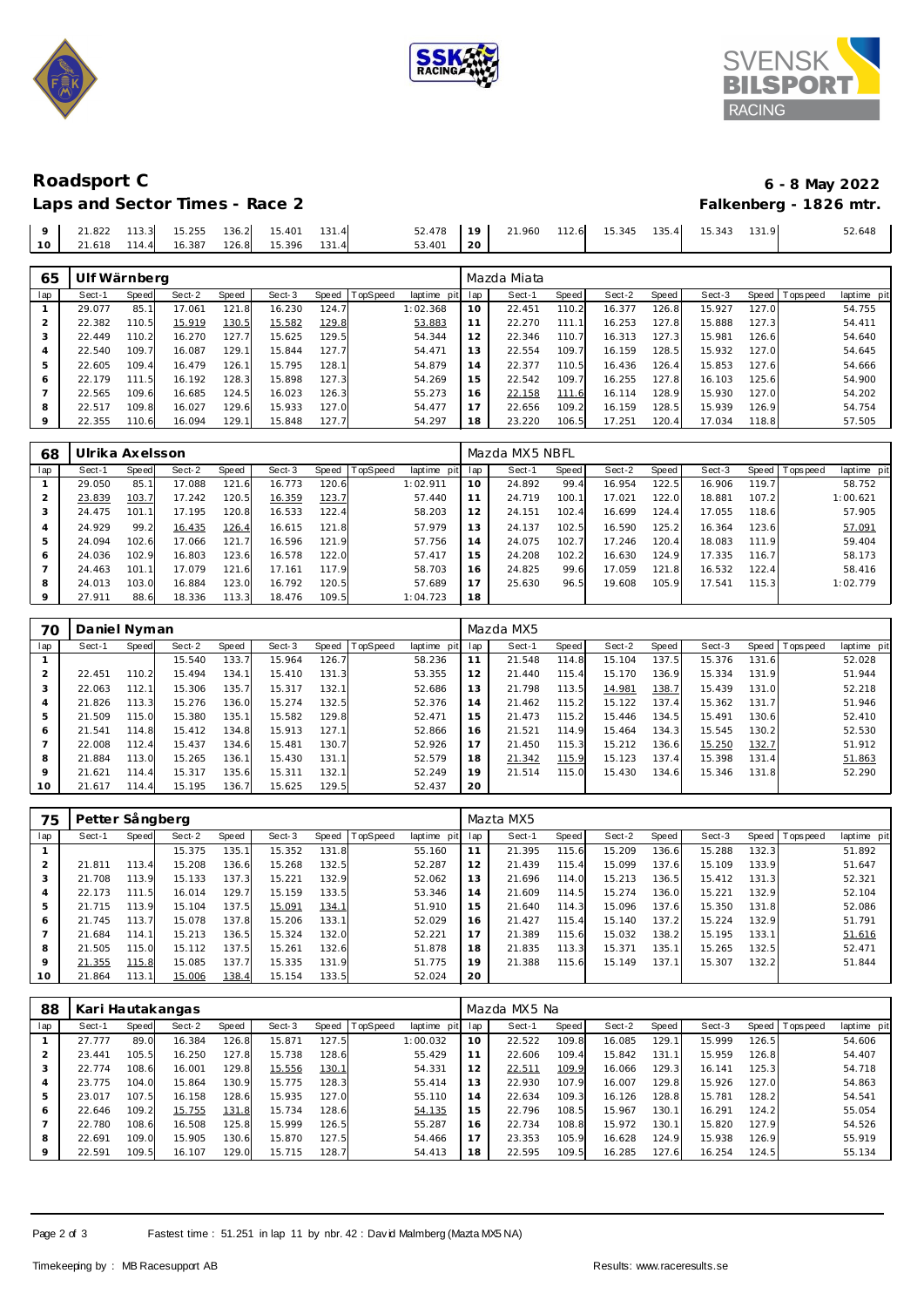# Roadsport C

**6 - 8 May 2022**

## Laps and Sector Times - Race 2

**Falkenberg - 1826 mtr.**

| 9 | 21.822 | 113.3 | 15.255 | 136.2 | 15.401 | 131.4 | | 52.478 | 19 | 21.960 | 112.6 | 15.345 | 135.4 | 15.343 | 131.9 | | 52.648 |
|---|---|---|---|---|---|---|---|---|---|---|---|---|---|---|---|---|---|
| 10 | 21.618 | 114.4 | 16.387 | 126.8 | 15.396 | 131.4 | | 53.401 | 20 | | | | | | | | |

| 65 | Ulf Wärnberg | | | | | | | | | Mazda Miata | | | | | | | |
|---|---|---|---|---|---|---|---|---|---|---|---|---|---|---|---|---|---|
| lap | Sect-1 | Speed | Sect-2 | Speed | Sect-3 | Speed | TopSpeed | laptime pit | lap | Sect-1 | Speed | Sect-2 | Speed | Sect-3 | Speed | Topspeed | laptime pit |
| 1 | 29.077 | 85.1 | 17.061 | 121.8 | 16.230 | 124.7 | | 1:02.368 | 10 | 22.451 | 110.2 | 16.377 | 126.8 | 15.927 | 127.0 | | 54.755 |
| 2 | 22.382 | 110.5 | 15.919 | 130.5 | 15.582 | 129.8 | | 53.883 | 11 | 22.270 | 111.1 | 16.253 | 127.8 | 15.888 | 127.3 | | 54.411 |
| 3 | 22.449 | 110.2 | 16.270 | 127.7 | 15.625 | 129.5 | | 54.344 | 12 | 22.346 | 110.7 | 16.313 | 127.3 | 15.981 | 126.6 | | 54.640 |
| 4 | 22.540 | 109.7 | 16.087 | 129.1 | 15.844 | 127.7 | | 54.471 | 13 | 22.554 | 109.7 | 16.159 | 128.5 | 15.932 | 127.0 | | 54.645 |
| 5 | 22.605 | 109.4 | 16.479 | 126.1 | 15.795 | 128.1 | | 54.879 | 14 | 22.377 | 110.5 | 16.436 | 126.4 | 15.853 | 127.6 | | 54.666 |
| 6 | 22.179 | 111.5 | 16.192 | 128.3 | 15.898 | 127.3 | | 54.269 | 15 | 22.542 | 109.7 | 16.255 | 127.8 | 16.103 | 125.6 | | 54.900 |
| 7 | 22.565 | 109.6 | 16.685 | 124.5 | 16.023 | 126.3 | | 55.273 | 16 | 22.158 | 111.6 | 16.114 | 128.9 | 15.930 | 127.0 | | 54.202 |
| 8 | 22.517 | 109.8 | 16.027 | 129.6 | 15.933 | 127.0 | | 54.477 | 17 | 22.656 | 109.2 | 16.159 | 128.5 | 15.939 | 126.9 | | 54.754 |
| 9 | 22.355 | 110.6 | 16.094 | 129.1 | 15.848 | 127.7 | | 54.297 | 18 | 23.220 | 106.5 | 17.251 | 120.4 | 17.034 | 118.8 | | 57.505 |

| 68 | Ulrika Axelsson | | | | | | | | | Mazda MX5 NBFL | | | | | | | |
|---|---|---|---|---|---|---|---|---|---|---|---|---|---|---|---|---|---|
| lap | Sect-1 | Speed | Sect-2 | Speed | Sect-3 | Speed | TopSpeed | laptime pit | lap | Sect-1 | Speed | Sect-2 | Speed | Sect-3 | Speed | Topspeed | laptime pit |
| 1 | 29.050 | 85.1 | 17.088 | 121.6 | 16.773 | 120.6 | | 1:02.911 | 10 | 24.892 | 99.4 | 16.954 | 122.5 | 16.906 | 119.7 | | 58.752 |
| 2 | 23.839 | 103.7 | 17.242 | 120.5 | 16.359 | 123.7 | | 57.440 | 11 | 24.719 | 100.1 | 17.021 | 122.0 | 18.881 | 107.2 | | 1:00.621 |
| 3 | 24.475 | 101.1 | 17.195 | 120.8 | 16.533 | 122.4 | | 58.203 | 12 | 24.151 | 102.4 | 16.699 | 124.4 | 17.055 | 118.6 | | 57.905 |
| 4 | 24.929 | 99.2 | 16.435 | 126.4 | 16.615 | 121.8 | | 57.979 | 13 | 24.137 | 102.5 | 16.590 | 125.2 | 16.364 | 123.6 | | 57.091 |
| 5 | 24.094 | 102.6 | 17.066 | 121.7 | 16.596 | 121.9 | | 57.756 | 14 | 24.075 | 102.7 | 17.246 | 120.4 | 18.083 | 111.9 | | 59.404 |
| 6 | 24.036 | 102.9 | 16.803 | 123.6 | 16.578 | 122.0 | | 57.417 | 15 | 24.208 | 102.2 | 16.630 | 124.9 | 17.335 | 116.7 | | 58.173 |
| 7 | 24.463 | 101.1 | 17.079 | 121.6 | 17.161 | 117.9 | | 58.703 | 16 | 24.825 | 99.6 | 17.059 | 121.8 | 16.532 | 122.4 | | 58.416 |
| 8 | 24.013 | 103.0 | 16.884 | 123.0 | 16.792 | 120.5 | | 57.689 | 17 | 25.630 | 96.5 | 19.608 | 105.9 | 17.541 | 115.3 | | 1:02.779 |
| 9 | 27.911 | 88.6 | 18.336 | 113.3 | 18.476 | 109.5 | | 1:04.723 | 18 | | | | | | | | |

| 70 | Daniel Nyman | | | | | | | | | Mazda MX5 | | | | | | | |
|---|---|---|---|---|---|---|---|---|---|---|---|---|---|---|---|---|---|
| lap | Sect-1 | Speed | Sect-2 | Speed | Sect-3 | Speed | TopSpeed | laptime pit | lap | Sect-1 | Speed | Sect-2 | Speed | Sect-3 | Speed | Topspeed | laptime pit |
| 1 | | | 15.540 | 133.7 | 15.964 | 126.7 | | 58.236 | 11 | 21.548 | 114.8 | 15.104 | 137.5 | 15.376 | 131.6 | | 52.028 |
| 2 | 22.451 | 110.2 | 15.494 | 134.1 | 15.410 | 131.3 | | 53.355 | 12 | 21.440 | 115.4 | 15.170 | 136.9 | 15.334 | 131.9 | | 51.944 |
| 3 | 22.063 | 112.1 | 15.306 | 135.7 | 15.317 | 132.1 | | 52.686 | 13 | 21.798 | 113.5 | 14.981 | 138.7 | 15.439 | 131.0 | | 52.218 |
| 4 | 21.826 | 113.3 | 15.276 | 136.0 | 15.274 | 132.5 | | 52.376 | 14 | 21.462 | 115.2 | 15.122 | 137.4 | 15.362 | 131.7 | | 51.946 |
| 5 | 21.509 | 115.0 | 15.380 | 135.1 | 15.582 | 129.8 | | 52.471 | 15 | 21.473 | 115.2 | 15.446 | 134.5 | 15.491 | 130.6 | | 52.410 |
| 6 | 21.541 | 114.8 | 15.412 | 134.8 | 15.913 | 127.1 | | 52.866 | 16 | 21.521 | 114.9 | 15.464 | 134.3 | 15.545 | 130.2 | | 52.530 |
| 7 | 22.008 | 112.4 | 15.437 | 134.6 | 15.481 | 130.7 | | 52.926 | 17 | 21.450 | 115.3 | 15.212 | 136.6 | 15.250 | 132.7 | | 51.912 |
| 8 | 21.884 | 113.0 | 15.265 | 136.1 | 15.430 | 131.1 | | 52.579 | 18 | 21.342 | 115.9 | 15.123 | 137.4 | 15.398 | 131.4 | | 51.863 |
| 9 | 21.621 | 114.4 | 15.317 | 135.6 | 15.311 | 132.1 | | 52.249 | 19 | 21.514 | 115.0 | 15.430 | 134.6 | 15.346 | 131.8 | | 52.290 |
| 10 | 21.617 | 114.4 | 15.195 | 136.7 | 15.625 | 129.5 | | 52.437 | 20 | | | | | | | | |

| 75 | Petter Sångberg | | | | | | | | | Mazta MX5 | | | | | | | |
|---|---|---|---|---|---|---|---|---|---|---|---|---|---|---|---|---|---|
| lap | Sect-1 | Speed | Sect-2 | Speed | Sect-3 | Speed | TopSpeed | laptime pit | lap | Sect-1 | Speed | Sect-2 | Speed | Sect-3 | Speed | Topspeed | laptime pit |
| 1 | | | 15.375 | 135.1 | 15.352 | 131.8 | | 55.160 | 11 | 21.395 | 115.6 | 15.209 | 136.6 | 15.288 | 132.3 | | 51.892 |
| 2 | 21.811 | 113.4 | 15.208 | 136.6 | 15.268 | 132.5 | | 52.287 | 12 | 21.439 | 115.4 | 15.099 | 137.6 | 15.109 | 133.9 | | 51.647 |
| 3 | 21.708 | 113.9 | 15.133 | 137.3 | 15.221 | 132.9 | | 52.062 | 13 | 21.696 | 114.0 | 15.213 | 136.5 | 15.412 | 131.3 | | 52.321 |
| 4 | 22.173 | 111.5 | 16.014 | 129.7 | 15.159 | 133.5 | | 53.346 | 14 | 21.609 | 114.5 | 15.274 | 136.0 | 15.221 | 132.9 | | 52.104 |
| 5 | 21.715 | 113.9 | 15.104 | 137.5 | 15.091 | 134.1 | | 51.910 | 15 | 21.640 | 114.3 | 15.096 | 137.6 | 15.350 | 131.8 | | 52.086 |
| 6 | 21.745 | 113.7 | 15.078 | 137.8 | 15.206 | 133.1 | | 52.029 | 16 | 21.427 | 115.4 | 15.140 | 137.2 | 15.224 | 132.9 | | 51.791 |
| 7 | 21.684 | 114.1 | 15.213 | 136.5 | 15.324 | 132.0 | | 52.221 | 17 | 21.389 | 115.6 | 15.032 | 138.2 | 15.195 | 133.1 | | 51.616 |
| 8 | 21.505 | 115.0 | 15.112 | 137.5 | 15.261 | 132.6 | | 51.878 | 18 | 21.835 | 113.3 | 15.371 | 135.1 | 15.265 | 132.5 | | 52.471 |
| 9 | 21.355 | 115.8 | 15.085 | 137.7 | 15.335 | 131.9 | | 51.775 | 19 | 21.388 | 115.6 | 15.149 | 137.1 | 15.307 | 132.2 | | 51.844 |
| 10 | 21.864 | 113.1 | 15.006 | 138.4 | 15.154 | 133.5 | | 52.024 | 20 | | | | | | | | |

| 88 | Kari Hautakangas | | | | | | | | | Mazda MX5 Na | | | | | | | |
|---|---|---|---|---|---|---|---|---|---|---|---|---|---|---|---|---|---|
| lap | Sect-1 | Speed | Sect-2 | Speed | Sect-3 | Speed | TopSpeed | laptime pit | lap | Sect-1 | Speed | Sect-2 | Speed | Sect-3 | Speed | Topspeed | laptime pit |
| 1 | 27.777 | 89.0 | 16.384 | 126.8 | 15.871 | 127.5 | | 1:00.032 | 10 | 22.522 | 109.8 | 16.085 | 129.1 | 15.999 | 126.5 | | 54.606 |
| 2 | 23.441 | 105.5 | 16.250 | 127.8 | 15.738 | 128.6 | | 55.429 | 11 | 22.606 | 109.4 | 15.842 | 131.1 | 15.959 | 126.8 | | 54.407 |
| 3 | 22.774 | 108.6 | 16.001 | 129.8 | 15.556 | 130.1 | | 54.331 | 12 | 22.511 | 109.9 | 16.066 | 129.3 | 16.141 | 125.3 | | 54.718 |
| 4 | 23.775 | 104.0 | 15.864 | 130.9 | 15.775 | 128.3 | | 55.414 | 13 | 22.930 | 107.9 | 16.007 | 129.8 | 15.926 | 127.0 | | 54.863 |
| 5 | 23.017 | 107.5 | 16.158 | 128.6 | 15.935 | 127.0 | | 55.110 | 14 | 22.634 | 109.3 | 16.126 | 128.8 | 15.781 | 128.2 | | 54.541 |
| 6 | 22.646 | 109.2 | 15.755 | 131.8 | 15.734 | 128.6 | | 54.135 | 15 | 22.796 | 108.5 | 15.967 | 130.1 | 16.291 | 124.2 | | 55.054 |
| 7 | 22.780 | 108.6 | 16.508 | 125.8 | 15.999 | 126.5 | | 55.287 | 16 | 22.734 | 108.8 | 15.972 | 130.1 | 15.820 | 127.9 | | 54.526 |
| 8 | 22.691 | 109.0 | 15.905 | 130.6 | 15.870 | 127.5 | | 54.466 | 17 | 23.353 | 105.9 | 16.628 | 124.9 | 15.938 | 126.9 | | 55.919 |
| 9 | 22.591 | 109.5 | 16.107 | 129.0 | 15.715 | 128.7 | | 54.413 | 18 | 22.595 | 109.5 | 16.285 | 127.6 | 16.254 | 124.5 | | 55.134 |

Fastest time : 51.251 in lap 11 by nbr. 42 : David Malmberg (Mazta MX5 NA)

Timekeeping by : MB Racesupport AB

Results: www.raceresults.se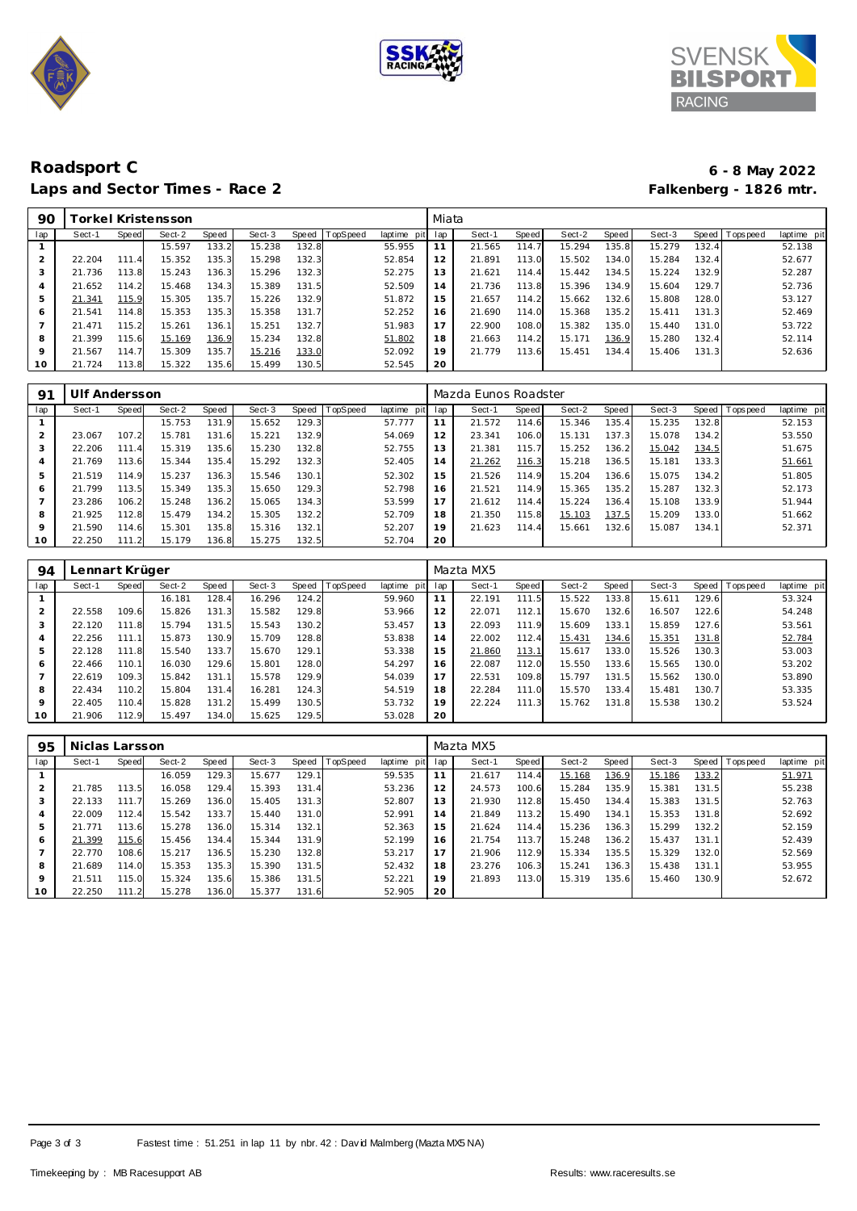# Roadsport C

**6 - 8 May 2022**

## Laps and Sector Times - Race 2

**Falkenberg - 1826 mtr.**

| 90 | Torkel Kristensson | | | | | | | | Miata | | | | | | | | |
|---|---|---|---|---|---|---|---|---|---|---|---|---|---|---|---|---|---|
| lap | Sect-1 | Speed | Sect-2 | Speed | Sect-3 | Speed | TopSpeed | laptime pit | lap | Sect-1 | Speed | Sect-2 | Speed | Sect-3 | Speed | Topspeed | laptime pit |
| 1 | | | 15.597 | 133.2 | 15.238 | 132.8 | | 55.955 | 11 | 21.565 | 114.7 | 15.294 | 135.8 | 15.279 | 132.4 | | 52.138 |
| 2 | 22.204 | 111.4 | 15.352 | 135.3 | 15.298 | 132.3 | | 52.854 | 12 | 21.891 | 113.0 | 15.502 | 134.0 | 15.284 | 132.4 | | 52.677 |
| 3 | 21.736 | 113.8 | 15.243 | 136.3 | 15.296 | 132.3 | | 52.275 | 13 | 21.621 | 114.4 | 15.442 | 134.5 | 15.224 | 132.9 | | 52.287 |
| 4 | 21.652 | 114.2 | 15.468 | 134.3 | 15.389 | 131.5 | | 52.509 | 14 | 21.736 | 113.8 | 15.396 | 134.9 | 15.604 | 129.7 | | 52.736 |
| 5 | 21.341 | 115.9 | 15.305 | 135.7 | 15.226 | 132.9 | | 51.872 | 15 | 21.657 | 114.2 | 15.662 | 132.6 | 15.808 | 128.0 | | 53.127 |
| 6 | 21.541 | 114.8 | 15.353 | 135.3 | 15.358 | 131.7 | | 52.252 | 16 | 21.690 | 114.0 | 15.368 | 135.2 | 15.411 | 131.3 | | 52.469 |
| 7 | 21.471 | 115.2 | 15.261 | 136.1 | 15.251 | 132.7 | | 51.983 | 17 | 22.900 | 108.0 | 15.382 | 135.0 | 15.440 | 131.0 | | 53.722 |
| 8 | 21.399 | 115.6 | 15.169 | 136.9 | 15.234 | 132.8 | | 51.802 | 18 | 21.663 | 114.2 | 15.171 | 136.9 | 15.280 | 132.4 | | 52.114 |
| 9 | 21.567 | 114.7 | 15.309 | 135.7 | 15.216 | 133.0 | | 52.092 | 19 | 21.779 | 113.6 | 15.451 | 134.4 | 15.406 | 131.3 | | 52.636 |
| 10 | 21.724 | 113.8 | 15.322 | 135.6 | 15.499 | 130.5 | | 52.545 | 20 | | | | | | | | |

| 91 | Ulf Andersson | | | | | | | | Mazda Eunos Roadster | | | | | | | | |
|---|---|---|---|---|---|---|---|---|---|---|---|---|---|---|---|---|---|
| lap | Sect-1 | Speed | Sect-2 | Speed | Sect-3 | Speed | TopSpeed | laptime pit | lap | Sect-1 | Speed | Sect-2 | Speed | Sect-3 | Speed | Topspeed | laptime pit |
| 1 | | | 15.753 | 131.9 | 15.652 | 129.3 | | 57.777 | 11 | 21.572 | 114.6 | 15.346 | 135.4 | 15.235 | 132.8 | | 52.153 |
| 2 | 23.067 | 107.2 | 15.781 | 131.6 | 15.221 | 132.9 | | 54.069 | 12 | 23.341 | 106.0 | 15.131 | 137.3 | 15.078 | 134.2 | | 53.550 |
| 3 | 22.206 | 111.4 | 15.319 | 135.6 | 15.230 | 132.8 | | 52.755 | 13 | 21.381 | 115.7 | 15.252 | 136.2 | 15.042 | 134.5 | | 51.675 |
| 4 | 21.769 | 113.6 | 15.344 | 135.4 | 15.292 | 132.3 | | 52.405 | 14 | 21.262 | 116.3 | 15.218 | 136.5 | 15.181 | 133.3 | | 51.661 |
| 5 | 21.519 | 114.9 | 15.237 | 136.3 | 15.546 | 130.1 | | 52.302 | 15 | 21.526 | 114.9 | 15.204 | 136.6 | 15.075 | 134.2 | | 51.805 |
| 6 | 21.799 | 113.5 | 15.349 | 135.3 | 15.650 | 129.3 | | 52.798 | 16 | 21.521 | 114.9 | 15.365 | 135.2 | 15.287 | 132.3 | | 52.173 |
| 7 | 23.286 | 106.2 | 15.248 | 136.2 | 15.065 | 134.3 | | 53.599 | 17 | 21.612 | 114.4 | 15.224 | 136.4 | 15.108 | 133.9 | | 51.944 |
| 8 | 21.925 | 112.8 | 15.479 | 134.2 | 15.305 | 132.2 | | 52.709 | 18 | 21.350 | 115.8 | 15.103 | 137.5 | 15.209 | 133.0 | | 51.662 |
| 9 | 21.590 | 114.6 | 15.301 | 135.8 | 15.316 | 132.1 | | 52.207 | 19 | 21.623 | 114.4 | 15.661 | 132.6 | 15.087 | 134.1 | | 52.371 |
| 10 | 22.250 | 111.2 | 15.179 | 136.8 | 15.275 | 132.5 | | 52.704 | 20 | | | | | | | | |

| 94 | Lennart Krüger | | | | | | | | Mazta MX5 | | | | | | | | |
|---|---|---|---|---|---|---|---|---|---|---|---|---|---|---|---|---|---|
| lap | Sect-1 | Speed | Sect-2 | Speed | Sect-3 | Speed | TopSpeed | laptime pit | lap | Sect-1 | Speed | Sect-2 | Speed | Sect-3 | Speed | Topspeed | laptime pit |
| 1 | | | 16.181 | 128.4 | 16.296 | 124.2 | | 59.960 | 11 | 22.191 | 111.5 | 15.522 | 133.8 | 15.611 | 129.6 | | 53.324 |
| 2 | 22.558 | 109.6 | 15.826 | 131.3 | 15.582 | 129.8 | | 53.966 | 12 | 22.071 | 112.1 | 15.670 | 132.6 | 16.507 | 122.6 | | 54.248 |
| 3 | 22.120 | 111.8 | 15.794 | 131.5 | 15.543 | 130.2 | | 53.457 | 13 | 22.093 | 111.9 | 15.609 | 133.1 | 15.859 | 127.6 | | 53.561 |
| 4 | 22.256 | 111.1 | 15.873 | 130.9 | 15.709 | 128.8 | | 53.838 | 14 | 22.002 | 112.4 | 15.431 | 134.6 | 15.351 | 131.8 | | 52.784 |
| 5 | 22.128 | 111.8 | 15.540 | 133.7 | 15.670 | 129.1 | | 53.338 | 15 | 21.860 | 113.1 | 15.617 | 133.0 | 15.526 | 130.3 | | 53.003 |
| 6 | 22.466 | 110.1 | 16.030 | 129.6 | 15.801 | 128.0 | | 54.297 | 16 | 22.087 | 112.0 | 15.550 | 133.6 | 15.565 | 130.0 | | 53.202 |
| 7 | 22.619 | 109.3 | 15.842 | 131.1 | 15.578 | 129.9 | | 54.039 | 17 | 22.531 | 109.8 | 15.797 | 131.5 | 15.562 | 130.0 | | 53.890 |
| 8 | 22.434 | 110.2 | 15.804 | 131.4 | 16.281 | 124.3 | | 54.519 | 18 | 22.284 | 111.0 | 15.570 | 133.4 | 15.481 | 130.7 | | 53.335 |
| 9 | 22.405 | 110.4 | 15.828 | 131.2 | 15.499 | 130.5 | | 53.732 | 19 | 22.224 | 111.3 | 15.762 | 131.8 | 15.538 | 130.2 | | 53.524 |
| 10 | 21.906 | 112.9 | 15.497 | 134.0 | 15.625 | 129.5 | | 53.028 | 20 | | | | | | | | |

| 95 | Niclas Larsson | | | | | | | | Mazta MX5 | | | | | | | | |
|---|---|---|---|---|---|---|---|---|---|---|---|---|---|---|---|---|---|
| lap | Sect-1 | Speed | Sect-2 | Speed | Sect-3 | Speed | TopSpeed | laptime pit | lap | Sect-1 | Speed | Sect-2 | Speed | Sect-3 | Speed | Topspeed | laptime pit |
| 1 | | | 16.059 | 129.3 | 15.677 | 129.1 | | 59.535 | 11 | 21.617 | 114.4 | 15.168 | 136.9 | 15.186 | 133.2 | | 51.971 |
| 2 | 21.785 | 113.5 | 16.058 | 129.4 | 15.393 | 131.4 | | 53.236 | 12 | 24.573 | 100.6 | 15.284 | 135.9 | 15.381 | 131.5 | | 55.238 |
| 3 | 22.133 | 111.7 | 15.269 | 136.0 | 15.405 | 131.3 | | 52.807 | 13 | 21.930 | 112.8 | 15.450 | 134.4 | 15.383 | 131.5 | | 52.763 |
| 4 | 22.009 | 112.4 | 15.542 | 133.7 | 15.440 | 131.0 | | 52.991 | 14 | 21.849 | 113.2 | 15.490 | 134.1 | 15.353 | 131.8 | | 52.692 |
| 5 | 21.771 | 113.6 | 15.278 | 136.0 | 15.314 | 132.1 | | 52.363 | 15 | 21.624 | 114.4 | 15.236 | 136.3 | 15.299 | 132.2 | | 52.159 |
| 6 | 21.399 | 115.6 | 15.456 | 134.4 | 15.344 | 131.9 | | 52.199 | 16 | 21.754 | 113.7 | 15.248 | 136.2 | 15.437 | 131.1 | | 52.439 |
| 7 | 22.770 | 108.6 | 15.217 | 136.5 | 15.230 | 132.8 | | 53.217 | 17 | 21.906 | 112.9 | 15.334 | 135.5 | 15.329 | 132.0 | | 52.569 |
| 8 | 21.689 | 114.0 | 15.353 | 135.3 | 15.390 | 131.5 | | 52.432 | 18 | 23.276 | 106.3 | 15.241 | 136.3 | 15.438 | 131.1 | | 53.955 |
| 9 | 21.511 | 115.0 | 15.324 | 135.6 | 15.386 | 131.5 | | 52.221 | 19 | 21.893 | 113.0 | 15.319 | 135.6 | 15.460 | 130.9 | | 52.672 |
| 10 | 22.250 | 111.2 | 15.278 | 136.0 | 15.377 | 131.6 | | 52.905 | 20 | | | | | | | | |

Fastest time : 51.251 in lap 11 by nbr. 42 : David Malmberg (Mazta MX5 NA)

Timekeeping by : MB Racesupport AB

Results: www.raceresults.se